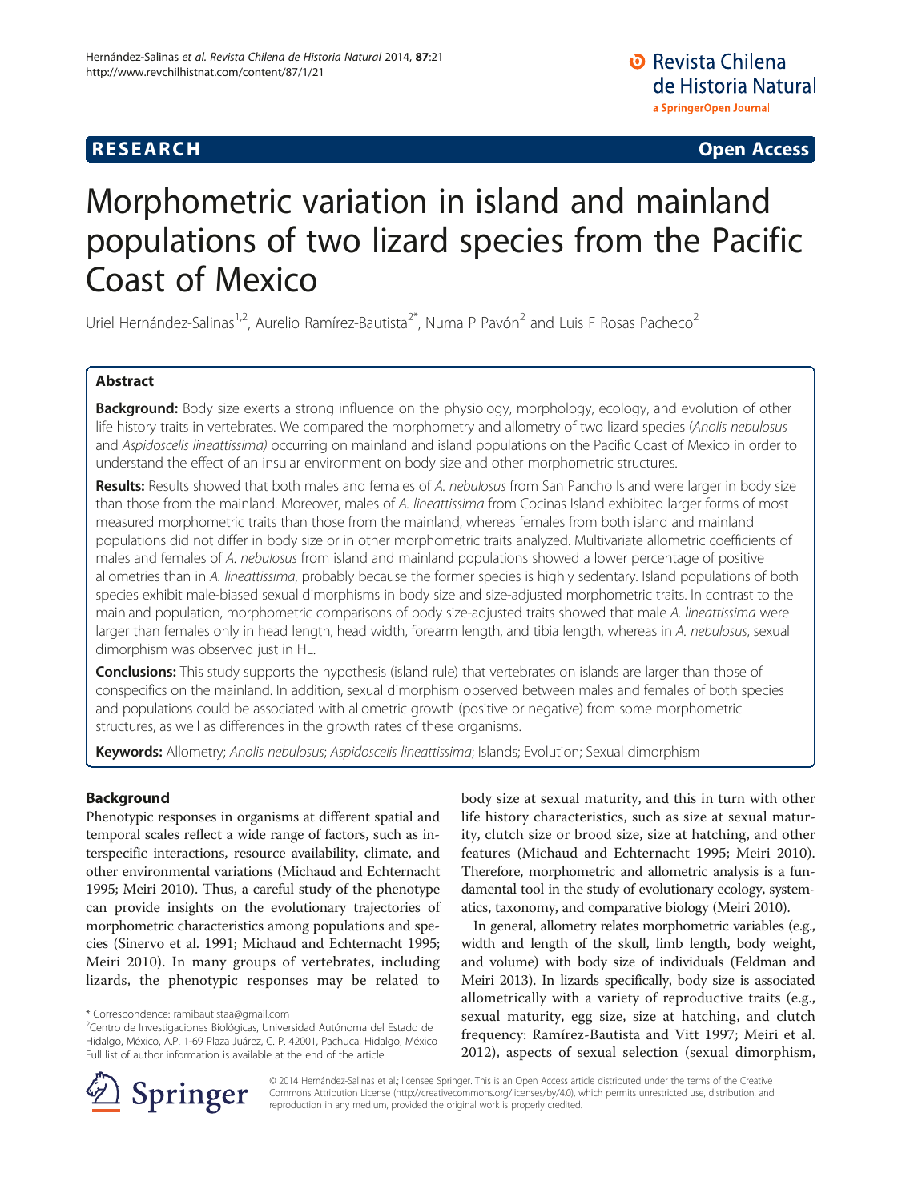RESEARCH Open Access

# Morphometric variation in island and mainland populations of two lizard species from the Pacific Coast of Mexico

Uriel Hernández-Salinas[1,2], Aurelio Ramírez-Bautista[2*], Numa P Pavón[2] and Luis F Rosas Pacheco[2]

## Abstract

**Background:** Body size exerts a strong influence on the physiology, morphology, ecology, and evolution of other life history traits in vertebrates. We compared the morphometry and allometry of two lizard species (*Anolis nebulosus* and *Aspidoscelis lineattissima)* occurring on mainland and island populations on the Pacific Coast of Mexico in order to understand the effect of an insular environment on body size and other morphometric structures.

**Results:** Results showed that both males and females of *A. nebulosus* from San Pancho Island were larger in body size than those from the mainland. Moreover, males of *A. lineattissima* from Cocinas Island exhibited larger forms of most measured morphometric traits than those from the mainland, whereas females from both island and mainland populations did not differ in body size or in other morphometric traits analyzed. Multivariate allometric coefficients of males and females of *A. nebulosus* from island and mainland populations showed a lower percentage of positive allometries than in *A. lineattissima*, probably because the former species is highly sedentary. Island populations of both species exhibit male-biased sexual dimorphisms in body size and size-adjusted morphometric traits. In contrast to the mainland population, morphometric comparisons of body size-adjusted traits showed that male *A. lineattissima* were larger than females only in head length, head width, forearm length, and tibia length, whereas in *A. nebulosus*, sexual dimorphism was observed just in HL.

**Conclusions:** This study supports the hypothesis (island rule) that vertebrates on islands are larger than those of conspecifics on the mainland. In addition, sexual dimorphism observed between males and females of both species and populations could be associated with allometric growth (positive or negative) from some morphometric structures, as well as differences in the growth rates of these organisms.

**Keywords:** Allometry; *Anolis nebulosus*; *Aspidoscelis lineattissima*; Islands; Evolution; Sexual dimorphism

## Background

Phenotypic responses in organisms at different spatial and temporal scales reflect a wide range of factors, such as interspecific interactions, resource availability, climate, and other environmental variations (Michaud and Echternacht 1995; Meiri 2010). Thus, a careful study of the phenotype can provide insights on the evolutionary trajectories of morphometric characteristics among populations and species (Sinervo et al. 1991; Michaud and Echternacht 1995; Meiri 2010). In many groups of vertebrates, including lizards, the phenotypic responses may be related to body size at sexual maturity, and this in turn with other life history characteristics, such as size at sexual maturity, clutch size or brood size, size at hatching, and other features (Michaud and Echternacht 1995; Meiri 2010). Therefore, morphometric and allometric analysis is a fundamental tool in the study of evolutionary ecology, systematics, taxonomy, and comparative biology (Meiri 2010).

In general, allometry relates morphometric variables (e.g., width and length of the skull, limb length, body weight, and volume) with body size of individuals (Feldman and Meiri 2013). In lizards specifically, body size is associated allometrically with a variety of reproductive traits (e.g., sexual maturity, egg size, size at hatching, and clutch frequency: Ramírez-Bautista and Vitt 1997; Meiri et al. 2012), aspects of sexual selection (sexual dimorphism,

\* Correspondence: ramibautistaa@gmail.com
[2]Centro de Investigaciones Biológicas, Universidad Autónoma del Estado de Hidalgo, México, A.P. 1-69 Plaza Juárez, C. P. 42001, Pachuca, Hidalgo, México
Full list of author information is available at the end of the article

© 2014 Hernández-Salinas et al.; licensee Springer. This is an Open Access article distributed under the terms of the Creative Commons Attribution License (http://creativecommons.org/licenses/by/4.0), which permits unrestricted use, distribution, and reproduction in any medium, provided the original work is properly credited.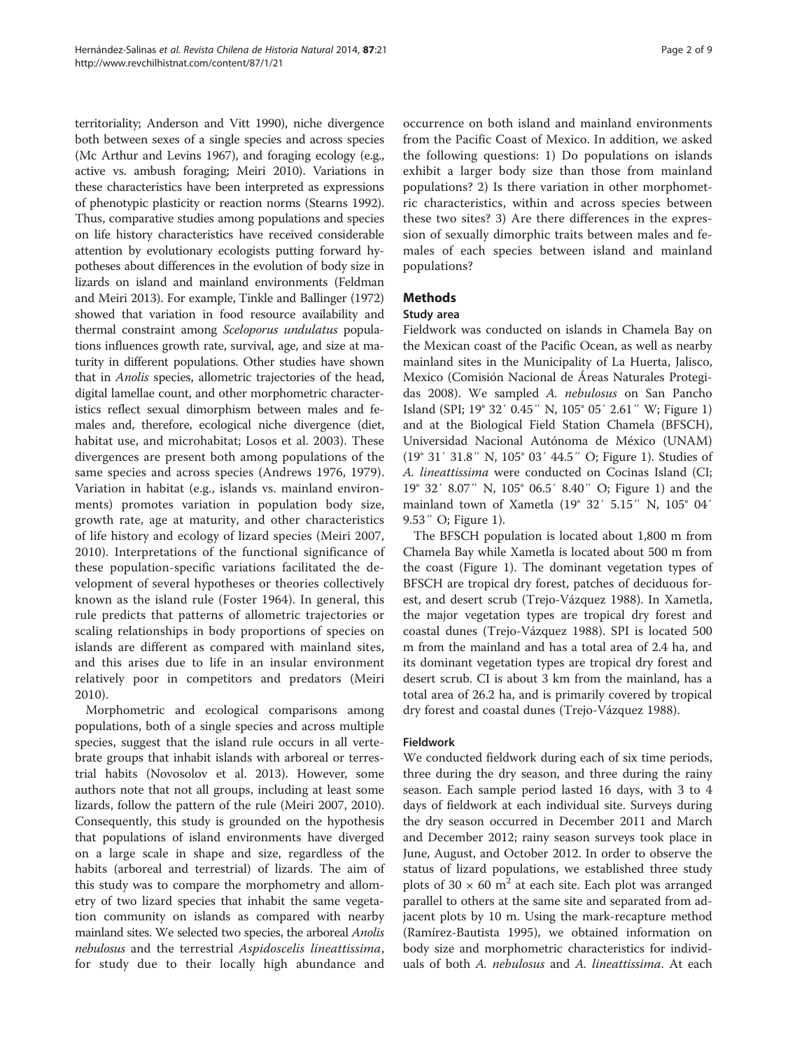territoriality; Anderson and Vitt 1990), niche divergence both between sexes of a single species and across species (Mc Arthur and Levins 1967), and foraging ecology (e.g., active vs. ambush foraging; Meiri 2010). Variations in these characteristics have been interpreted as expressions of phenotypic plasticity or reaction norms (Stearns 1992). Thus, comparative studies among populations and species on life history characteristics have received considerable attention by evolutionary ecologists putting forward hypotheses about differences in the evolution of body size in lizards on island and mainland environments (Feldman and Meiri 2013). For example, Tinkle and Ballinger (1972) showed that variation in food resource availability and thermal constraint among *Sceloporus undulatus* populations influences growth rate, survival, age, and size at maturity in different populations. Other studies have shown that in *Anolis* species, allometric trajectories of the head, digital lamellae count, and other morphometric characteristics reflect sexual dimorphism between males and females and, therefore, ecological niche divergence (diet, habitat use, and microhabitat; Losos et al. 2003). These divergences are present both among populations of the same species and across species (Andrews 1976, 1979). Variation in habitat (e.g., islands vs. mainland environments) promotes variation in population body size, growth rate, age at maturity, and other characteristics of life history and ecology of lizard species (Meiri 2007, 2010). Interpretations of the functional significance of these population-specific variations facilitated the development of several hypotheses or theories collectively known as the island rule (Foster 1964). In general, this rule predicts that patterns of allometric trajectories or scaling relationships in body proportions of species on islands are different as compared with mainland sites, and this arises due to life in an insular environment relatively poor in competitors and predators (Meiri 2010).

Morphometric and ecological comparisons among populations, both of a single species and across multiple species, suggest that the island rule occurs in all vertebrate groups that inhabit islands with arboreal or terrestrial habits (Novosolov et al. 2013). However, some authors note that not all groups, including at least some lizards, follow the pattern of the rule (Meiri 2007, 2010). Consequently, this study is grounded on the hypothesis that populations of island environments have diverged on a large scale in shape and size, regardless of the habits (arboreal and terrestrial) of lizards. The aim of this study was to compare the morphometry and allometry of two lizard species that inhabit the same vegetation community on islands as compared with nearby mainland sites. We selected two species, the arboreal *Anolis nebulosus* and the terrestrial *Aspidoscelis lineattissima*, for study due to their locally high abundance and occurrence on both island and mainland environments from the Pacific Coast of Mexico. In addition, we asked the following questions: 1) Do populations on islands exhibit a larger body size than those from mainland populations? 2) Is there variation in other morphometric characteristics, within and across species between these two sites? 3) Are there differences in the expression of sexually dimorphic traits between males and females of each species between island and mainland populations?

## Methods

### Study area

Fieldwork was conducted on islands in Chamela Bay on the Mexican coast of the Pacific Ocean, as well as nearby mainland sites in the Municipality of La Huerta, Jalisco, Mexico (Comisión Nacional de Áreas Naturales Protegidas 2008). We sampled *A. nebulosus* on San Pancho Island (SPI; 19° 32′ 0.45″ N, 105° 05′ 2.61″ W; Figure 1) and at the Biological Field Station Chamela (BFSCH), Universidad Nacional Autónoma de México (UNAM) (19° 31′ 31.8″ N, 105° 03′ 44.5″ O; Figure 1). Studies of *A. lineattissima* were conducted on Cocinas Island (CI; 19° 32′ 8.07″ N, 105° 06.5′ 8.40″ O; Figure 1) and the mainland town of Xametla (19° 32′ 5.15″ N, 105° 04′ 9.53″ O; Figure 1).

The BFSCH population is located about 1,800 m from Chamela Bay while Xametla is located about 500 m from the coast (Figure 1). The dominant vegetation types of BFSCH are tropical dry forest, patches of deciduous forest, and desert scrub (Trejo-Vázquez 1988). In Xametla, the major vegetation types are tropical dry forest and coastal dunes (Trejo-Vázquez 1988). SPI is located 500 m from the mainland and has a total area of 2.4 ha, and its dominant vegetation types are tropical dry forest and desert scrub. CI is about 3 km from the mainland, has a total area of 26.2 ha, and is primarily covered by tropical dry forest and coastal dunes (Trejo-Vázquez 1988).

### Fieldwork

We conducted fieldwork during each of six time periods, three during the dry season, and three during the rainy season. Each sample period lasted 16 days, with 3 to 4 days of fieldwork at each individual site. Surveys during the dry season occurred in December 2011 and March and December 2012; rainy season surveys took place in June, August, and October 2012. In order to observe the status of lizard populations, we established three study plots of $30 \times 60$ m$^2$ at each site. Each plot was arranged parallel to others at the same site and separated from adjacent plots by 10 m. Using the mark-recapture method (Ramírez-Bautista 1995), we obtained information on body size and morphometric characteristics for individuals of both *A. nebulosus* and *A. lineattissima*. At each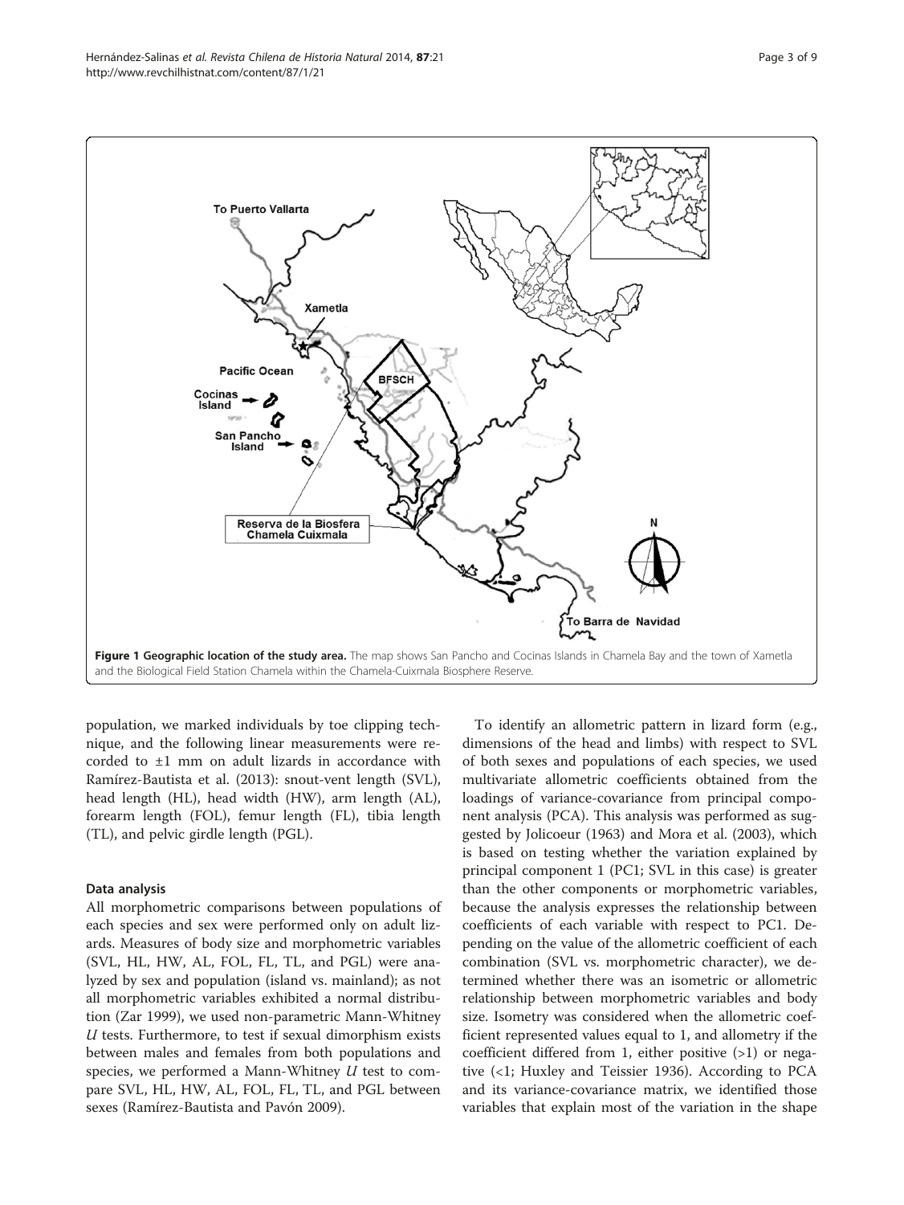To Puerto Vallarta

Xametla

Pacific Ocean

BFSCH

Cocinas Island

San Pancho Island

Reserva de la Biosfera Chamela Cuixmala

N

To Barra de Navidad

**Figure 1 Geographic location of the study area.** The map shows San Pancho and Cocinas Islands in Chamela Bay and the town of Xametla and the Biological Field Station Chamela within the Chamela-Cuixmala Biosphere Reserve.

population, we marked individuals by toe clipping technique, and the following linear measurements were recorded to ±1 mm on adult lizards in accordance with Ramírez-Bautista et al. (2013): snout-vent length (SVL), head length (HL), head width (HW), arm length (AL), forearm length (FOL), femur length (FL), tibia length (TL), and pelvic girdle length (PGL).

### Data analysis

All morphometric comparisons between populations of each species and sex were performed only on adult lizards. Measures of body size and morphometric variables (SVL, HL, HW, AL, FOL, FL, TL, and PGL) were analyzed by sex and population (island vs. mainland); as not all morphometric variables exhibited a normal distribution (Zar 1999), we used non-parametric Mann-Whitney *U* tests. Furthermore, to test if sexual dimorphism exists between males and females from both populations and species, we performed a Mann-Whitney *U* test to compare SVL, HL, HW, AL, FOL, FL, TL, and PGL between sexes (Ramírez-Bautista and Pavón 2009).

To identify an allometric pattern in lizard form (e.g., dimensions of the head and limbs) with respect to SVL of both sexes and populations of each species, we used multivariate allometric coefficients obtained from the loadings of variance-covariance from principal component analysis (PCA). This analysis was performed as suggested by Jolicoeur (1963) and Mora et al. (2003), which is based on testing whether the variation explained by principal component 1 (PC1; SVL in this case) is greater than the other components or morphometric variables, because the analysis expresses the relationship between coefficients of each variable with respect to PC1. Depending on the value of the allometric coefficient of each combination (SVL vs. morphometric character), we determined whether there was an isometric or allometric relationship between morphometric variables and body size. Isometry was considered when the allometric coefficient represented values equal to 1, and allometry if the coefficient differed from 1, either positive (>1) or negative (<1; Huxley and Teissier 1936). According to PCA and its variance-covariance matrix, we identified those variables that explain most of the variation in the shape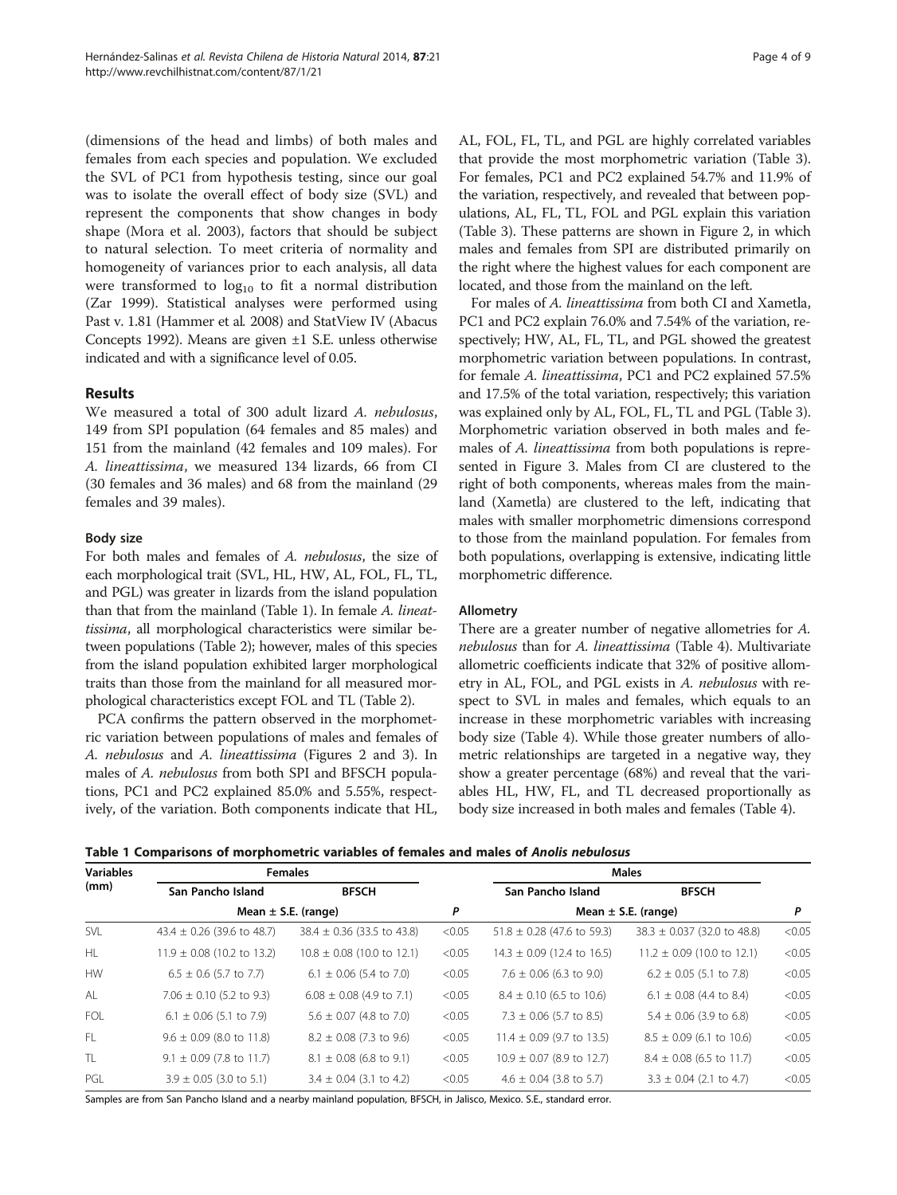(dimensions of the head and limbs) of both males and females from each species and population. We excluded the SVL of PC1 from hypothesis testing, since our goal was to isolate the overall effect of body size (SVL) and represent the components that show changes in body shape (Mora et al. 2003), factors that should be subject to natural selection. To meet criteria of normality and homogeneity of variances prior to each analysis, all data were transformed to $\log_{10}$ to fit a normal distribution (Zar 1999). Statistical analyses were performed using Past v. 1.81 (Hammer et al. 2008) and StatView IV (Abacus Concepts 1992). Means are given ±1 S.E. unless otherwise indicated and with a significance level of 0.05.

## Results

We measured a total of 300 adult lizard *A. nebulosus*, 149 from SPI population (64 females and 85 males) and 151 from the mainland (42 females and 109 males). For *A. lineattissima*, we measured 134 lizards, 66 from CI (30 females and 36 males) and 68 from the mainland (29 females and 39 males).

### Body size

For both males and females of *A. nebulosus*, the size of each morphological trait (SVL, HL, HW, AL, FOL, FL, TL, and PGL) was greater in lizards from the island population than that from the mainland (Table 1). In female *A. lineattissima*, all morphological characteristics were similar between populations (Table 2); however, males of this species from the island population exhibited larger morphological traits than those from the mainland for all measured morphological characteristics except FOL and TL (Table 2).

PCA confirms the pattern observed in the morphometric variation between populations of males and females of *A. nebulosus* and *A. lineattissima* (Figures 2 and 3). In males of *A. nebulosus* from both SPI and BFSCH populations, PC1 and PC2 explained 85.0% and 5.55%, respectively, of the variation. Both components indicate that HL, AL, FOL, FL, TL, and PGL are highly correlated variables that provide the most morphometric variation (Table 3). For females, PC1 and PC2 explained 54.7% and 11.9% of the variation, respectively, and revealed that between populations, AL, FL, TL, FOL and PGL explain this variation (Table 3). These patterns are shown in Figure 2, in which males and females from SPI are distributed primarily on the right where the highest values for each component are located, and those from the mainland on the left.

For males of *A. lineattissima* from both CI and Xametla, PC1 and PC2 explain 76.0% and 7.54% of the variation, respectively; HW, AL, FL, TL, and PGL showed the greatest morphometric variation between populations. In contrast, for female *A. lineattissima*, PC1 and PC2 explained 57.5% and 17.5% of the total variation, respectively; this variation was explained only by AL, FOL, FL, TL and PGL (Table 3). Morphometric variation observed in both males and females of *A. lineattissima* from both populations is represented in Figure 3. Males from CI are clustered to the right of both components, whereas males from the mainland (Xametla) are clustered to the left, indicating that males with smaller morphometric dimensions correspond to those from the mainland population. For females from both populations, overlapping is extensive, indicating little morphometric difference.

### Allometry

There are a greater number of negative allometries for *A. nebulosus* than for *A. lineattissima* (Table 4). Multivariate allometric coefficients indicate that 32% of positive allometry in AL, FOL, and PGL exists in *A. nebulosus* with respect to SVL in males and females, which equals to an increase in these morphometric variables with increasing body size (Table 4). While those greater numbers of allometric relationships are targeted in a negative way, they show a greater percentage (68%) and reveal that the variables HL, HW, FL, and TL decreased proportionally as body size increased in both males and females (Table 4).

**Table 1 Comparisons of morphometric variables of females and males of *Anolis nebulosus***

| Variables (mm) | Females | | | Males | | |
|---|---|---|---|---|---|---|
| | San Pancho Island | BFSCH | | San Pancho Island | BFSCH | |
| | Mean ± S.E. (range) | | P | Mean ± S.E. (range) | | P |
| SVL | 43.4 ± 0.26 (39.6 to 48.7) | 38.4 ± 0.36 (33.5 to 43.8) | <0.05 | 51.8 ± 0.28 (47.6 to 59.3) | 38.3 ± 0.037 (32.0 to 48.8) | <0.05 |
| HL | 11.9 ± 0.08 (10.2 to 13.2) | 10.8 ± 0.08 (10.0 to 12.1) | <0.05 | 14.3 ± 0.09 (12.4 to 16.5) | 11.2 ± 0.09 (10.0 to 12.1) | <0.05 |
| HW | 6.5 ± 0.6 (5.7 to 7.7) | 6.1 ± 0.06 (5.4 to 7.0) | <0.05 | 7.6 ± 0.06 (6.3 to 9.0) | 6.2 ± 0.05 (5.1 to 7.8) | <0.05 |
| AL | 7.06 ± 0.10 (5.2 to 9.3) | 6.08 ± 0.08 (4.9 to 7.1) | <0.05 | 8.4 ± 0.10 (6.5 to 10.6) | 6.1 ± 0.08 (4.4 to 8.4) | <0.05 |
| FOL | 6.1 ± 0.06 (5.1 to 7.9) | 5.6 ± 0.07 (4.8 to 7.0) | <0.05 | 7.3 ± 0.06 (5.7 to 8.5) | 5.4 ± 0.06 (3.9 to 6.8) | <0.05 |
| FL | 9.6 ± 0.09 (8.0 to 11.8) | 8.2 ± 0.08 (7.3 to 9.6) | <0.05 | 11.4 ± 0.09 (9.7 to 13.5) | 8.5 ± 0.09 (6.1 to 10.6) | <0.05 |
| TL | 9.1 ± 0.09 (7.8 to 11.7) | 8.1 ± 0.08 (6.8 to 9.1) | <0.05 | 10.9 ± 0.07 (8.9 to 12.7) | 8.4 ± 0.08 (6.5 to 11.7) | <0.05 |
| PGL | 3.9 ± 0.05 (3.0 to 5.1) | 3.4 ± 0.04 (3.1 to 4.2) | <0.05 | 4.6 ± 0.04 (3.8 to 5.7) | 3.3 ± 0.04 (2.1 to 4.7) | <0.05 |

Samples are from San Pancho Island and a nearby mainland population, BFSCH, in Jalisco, Mexico. S.E., standard error.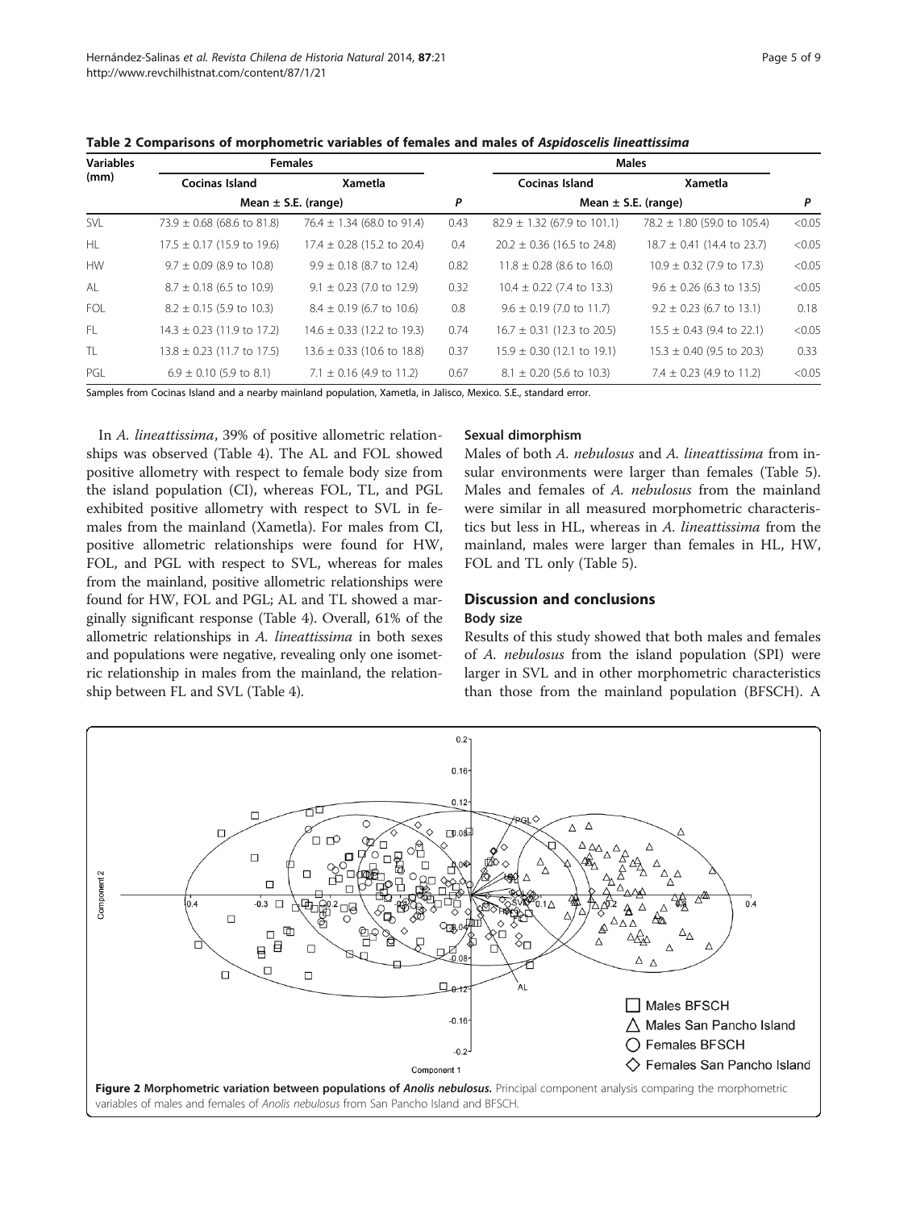**Table 2 Comparisons of morphometric variables of females and males of *Aspidoscelis lineattissima***

| Variables (mm) | Females | | | Males | | |
|---|---|---|---|---|---|---|
| | Cocinas Island | Xametla | | Cocinas Island | Xametla | |
| | Mean ± S.E. (range) | | P | Mean ± S.E. (range) | | P |
| SVL | 73.9 ± 0.68 (68.6 to 81.8) | 76.4 ± 1.34 (68.0 to 91.4) | 0.43 | 82.9 ± 1.32 (67.9 to 101.1) | 78.2 ± 1.80 (59.0 to 105.4) | <0.05 |
| HL | 17.5 ± 0.17 (15.9 to 19.6) | 17.4 ± 0.28 (15.2 to 20.4) | 0.4 | 20.2 ± 0.36 (16.5 to 24.8) | 18.7 ± 0.41 (14.4 to 23.7) | <0.05 |
| HW | 9.7 ± 0.09 (8.9 to 10.8) | 9.9 ± 0.18 (8.7 to 12.4) | 0.82 | 11.8 ± 0.28 (8.6 to 16.0) | 10.9 ± 0.32 (7.9 to 17.3) | <0.05 |
| AL | 8.7 ± 0.18 (6.5 to 10.9) | 9.1 ± 0.23 (7.0 to 12.9) | 0.32 | 10.4 ± 0.22 (7.4 to 13.3) | 9.6 ± 0.26 (6.3 to 13.5) | <0.05 |
| FOL | 8.2 ± 0.15 (5.9 to 10.3) | 8.4 ± 0.19 (6.7 to 10.6) | 0.8 | 9.6 ± 0.19 (7.0 to 11.7) | 9.2 ± 0.23 (6.7 to 13.1) | 0.18 |
| FL | 14.3 ± 0.23 (11.9 to 17.2) | 14.6 ± 0.33 (12.2 to 19.3) | 0.74 | 16.7 ± 0.31 (12.3 to 20.5) | 15.5 ± 0.43 (9.4 to 22.1) | <0.05 |
| TL | 13.8 ± 0.23 (11.7 to 17.5) | 13.6 ± 0.33 (10.6 to 18.8) | 0.37 | 15.9 ± 0.30 (12.1 to 19.1) | 15.3 ± 0.40 (9.5 to 20.3) | 0.33 |
| PGL | 6.9 ± 0.10 (5.9 to 8.1) | 7.1 ± 0.16 (4.9 to 11.2) | 0.67 | 8.1 ± 0.20 (5.6 to 10.3) | 7.4 ± 0.23 (4.9 to 11.2) | <0.05 |

Samples from Cocinas Island and a nearby mainland population, Xametla, in Jalisco, Mexico. S.E., standard error.

In *A. lineattissima*, 39% of positive allometric relationships was observed (Table 4). The AL and FOL showed positive allometry with respect to female body size from the island population (CI), whereas FOL, TL, and PGL exhibited positive allometry with respect to SVL in females from the mainland (Xametla). For males from CI, positive allometric relationships were found for HW, FOL, and PGL with respect to SVL, whereas for males from the mainland, positive allometric relationships were found for HW, FOL and PGL; AL and TL showed a marginally significant response (Table 4). Overall, 61% of the allometric relationships in *A. lineattissima* in both sexes and populations were negative, revealing only one isometric relationship in males from the mainland, the relationship between FL and SVL (Table 4).

### Sexual dimorphism

Males of both *A. nebulosus* and *A. lineattissima* from insular environments were larger than females (Table 5). Males and females of *A. nebulosus* from the mainland were similar in all measured morphometric characteristics but less in HL, whereas in *A. lineattissima* from the mainland, males were larger than females in HL, HW, FOL and TL only (Table 5).

## Discussion and conclusions

### Body size

Results of this study showed that both males and females of *A. nebulosus* from the island population (SPI) were larger in SVL and in other morphometric characteristics than those from the mainland population (BFSCH). A

0.2
0.16
0.12
0.08
0.04
-0.4
-0.3
-0.2
0.1
0.2
0.4
-0.04
-0.08
-0.12
-0.16
-0.2
PGL
HW
SVL
FOL
AL
Component 1
Component 2
Males BFSCH
Males San Pancho Island
Females BFSCH
Females San Pancho Island

**Figure 2 Morphometric variation between populations of *Anolis nebulosus*.** Principal component analysis comparing the morphometric variables of males and females of *Anolis nebulosus* from San Pancho Island and BFSCH.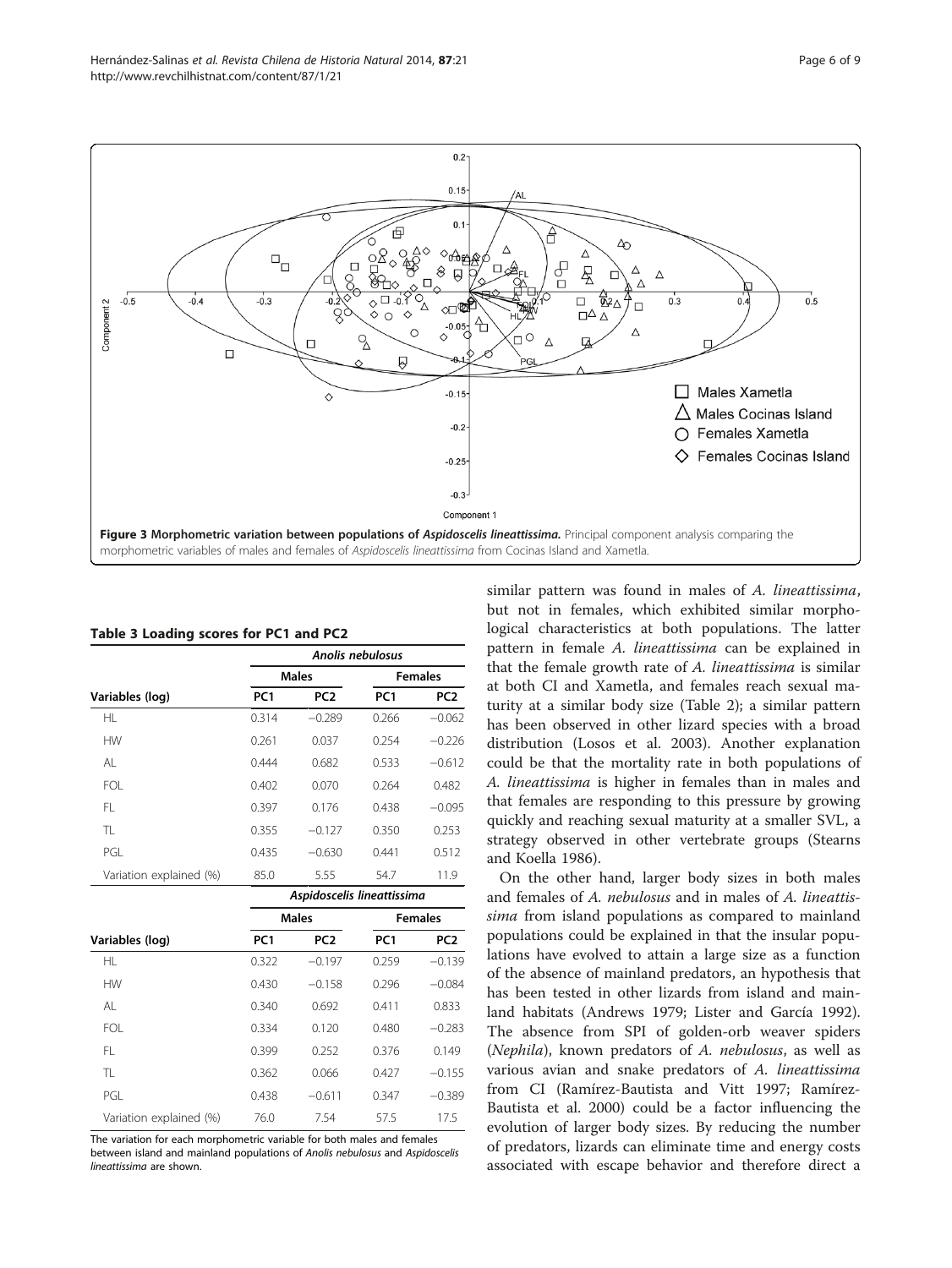0.2
0.15
0.1
0.05
-0.5
-0.4
-0.3
-0.2
-0.1
0.1
0.2
0.3
0.4
0.5
-0.05
-0.1
-0.15
-0.2
-0.25
-0.3
Component 2
Component 1
AL
FL
HL
PGL
Males Xametla
Males Cocinas Island
Females Xametla
Females Cocinas Island

**Figure 3 Morphometric variation between populations of *Aspidoscelis lineattissima*.** Principal component analysis comparing the morphometric variables of males and females of *Aspidoscelis lineattissima* from Cocinas Island and Xametla.

**Table 3 Loading scores for PC1 and PC2**

| | *Anolis nebulosus* | | | |
|---|---|---|---|---|
| | **Males** | | **Females** | |
| **Variables (log)** | **PC1** | **PC2** | **PC1** | **PC2** |
| HL | 0.314 | −0.289 | 0.266 | −0.062 |
| HW | 0.261 | 0.037 | 0.254 | −0.226 |
| AL | 0.444 | 0.682 | 0.533 | −0.612 |
| FOL | 0.402 | 0.070 | 0.264 | 0.482 |
| FL | 0.397 | 0.176 | 0.438 | −0.095 |
| TL | 0.355 | −0.127 | 0.350 | 0.253 |
| PGL | 0.435 | −0.630 | 0.441 | 0.512 |
| Variation explained (%) | 85.0 | 5.55 | 54.7 | 11.9 |
| | *Aspidoscelis lineattissima* | | | |
| | **Males** | | **Females** | |
| **Variables (log)** | **PC1** | **PC2** | **PC1** | **PC2** |
| HL | 0.322 | −0.197 | 0.259 | −0.139 |
| HW | 0.430 | −0.158 | 0.296 | −0.084 |
| AL | 0.340 | 0.692 | 0.411 | 0.833 |
| FOL | 0.334 | 0.120 | 0.480 | −0.283 |
| FL | 0.399 | 0.252 | 0.376 | 0.149 |
| TL | 0.362 | 0.066 | 0.427 | −0.155 |
| PGL | 0.438 | −0.611 | 0.347 | −0.389 |
| Variation explained (%) | 76.0 | 7.54 | 57.5 | 17.5 |

The variation for each morphometric variable for both males and females between island and mainland populations of *Anolis nebulosus* and *Aspidoscelis lineattissima* are shown.

similar pattern was found in males of *A. lineattissima*, but not in females, which exhibited similar morphological characteristics at both populations. The latter pattern in female *A. lineattissima* can be explained in that the female growth rate of *A. lineattissima* is similar at both CI and Xametla, and females reach sexual maturity at a similar body size (Table 2); a similar pattern has been observed in other lizard species with a broad distribution (Losos et al. 2003). Another explanation could be that the mortality rate in both populations of *A. lineattissima* is higher in females than in males and that females are responding to this pressure by growing quickly and reaching sexual maturity at a smaller SVL, a strategy observed in other vertebrate groups (Stearns and Koella 1986).

On the other hand, larger body sizes in both males and females of *A. nebulosus* and in males of *A. lineattissima* from island populations as compared to mainland populations could be explained in that the insular populations have evolved to attain a large size as a function of the absence of mainland predators, an hypothesis that has been tested in other lizards from island and mainland habitats (Andrews 1979; Lister and García 1992). The absence from SPI of golden-orb weaver spiders (*Nephila*), known predators of *A. nebulosus*, as well as various avian and snake predators of *A. lineattissima* from CI (Ramírez-Bautista and Vitt 1997; Ramírez-Bautista et al. 2000) could be a factor influencing the evolution of larger body sizes. By reducing the number of predators, lizards can eliminate time and energy costs associated with escape behavior and therefore direct a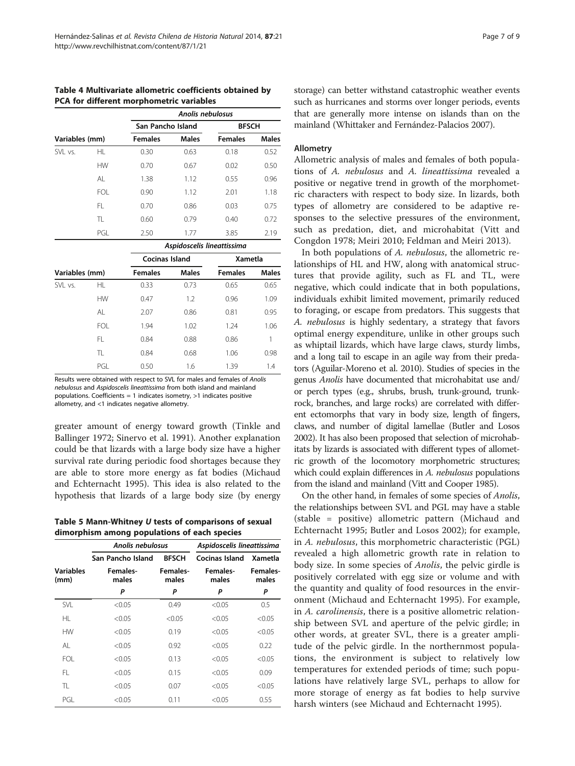**Table 4 Multivariate allometric coefficients obtained by PCA for different morphometric variables**

| Variables (mm) | | *Anolis nebulosus* | | | |
|---|---|---|---|---|---|
| | | San Pancho Island | | BFSCH | |
| | | Females | Males | Females | Males |
| SVL vs. | HL | 0.30 | 0.63 | 0.18 | 0.52 |
| | HW | 0.70 | 0.67 | 0.02 | 0.50 |
| | AL | 1.38 | 1.12 | 0.55 | 0.96 |
| | FOL | 0.90 | 1.12 | 2.01 | 1.18 |
| | FL | 0.70 | 0.86 | 0.03 | 0.75 |
| | TL | 0.60 | 0.79 | 0.40 | 0.72 |
| | PGL | 2.50 | 1.77 | 3.85 | 2.19 |
| | | *Aspidoscelis lineattissima* | | | |
| | | Cocinas Island | | Xametla | |
| Variables (mm) | | Females | Males | Females | Males |
| SVL vs. | HL | 0.33 | 0.73 | 0.65 | 0.65 |
| | HW | 0.47 | 1.2 | 0.96 | 1.09 |
| | AL | 2.07 | 0.86 | 0.81 | 0.95 |
| | FOL | 1.94 | 1.02 | 1.24 | 1.06 |
| | FL | 0.84 | 0.88 | 0.86 | 1 |
| | TL | 0.84 | 0.68 | 1.06 | 0.98 |
| | PGL | 0.50 | 1.6 | 1.39 | 1.4 |

Results were obtained with respect to SVL for males and females of *Anolis nebulosus* and *Aspidoscelis lineattissima* from both island and mainland populations. Coefficients = 1 indicates isometry, >1 indicates positive allometry, and <1 indicates negative allometry.

greater amount of energy toward growth (Tinkle and Ballinger 1972; Sinervo et al. 1991). Another explanation could be that lizards with a large body size have a higher survival rate during periodic food shortages because they are able to store more energy as fat bodies (Michaud and Echternacht 1995). This idea is also related to the hypothesis that lizards of a large body size (by energy

**Table 5 Mann-Whitney *U* tests of comparisons of sexual dimorphism among populations of each species**

| | *Anolis nebulosus* | | *Aspidoscelis lineattissima* | |
|---|---|---|---|---|
| | San Pancho Island | BFSCH | Cocinas Island | Xametla |
| Variables (mm) | Females-males | Females-males | Females-males | Females-males |
| | *P* | *P* | *P* | *P* |
| SVL | <0.05 | 0.49 | <0.05 | 0.5 |
| HL | <0.05 | <0.05 | <0.05 | <0.05 |
| HW | <0.05 | 0.19 | <0.05 | <0.05 |
| AL | <0.05 | 0.92 | <0.05 | 0.22 |
| FOL | <0.05 | 0.13 | <0.05 | <0.05 |
| FL | <0.05 | 0.15 | <0.05 | 0.09 |
| TL | <0.05 | 0.07 | <0.05 | <0.05 |
| PGL | <0.05 | 0.11 | <0.05 | 0.55 |

storage) can better withstand catastrophic weather events such as hurricanes and storms over longer periods, events that are generally more intense on islands than on the mainland (Whittaker and Fernández-Palacios 2007).

### Allometry

Allometric analysis of males and females of both populations of *A. nebulosus* and *A. lineattissima* revealed a positive or negative trend in growth of the morphometric characters with respect to body size. In lizards, both types of allometry are considered to be adaptive responses to the selective pressures of the environment, such as predation, diet, and microhabitat (Vitt and Congdon 1978; Meiri 2010; Feldman and Meiri 2013).

In both populations of *A. nebulosus*, the allometric relationships of HL and HW, along with anatomical structures that provide agility, such as FL and TL, were negative, which could indicate that in both populations, individuals exhibit limited movement, primarily reduced to foraging, or escape from predators. This suggests that *A. nebulosus* is highly sedentary, a strategy that favors optimal energy expenditure, unlike in other groups such as whiptail lizards, which have large claws, sturdy limbs, and a long tail to escape in an agile way from their predators (Aguilar-Moreno et al. 2010). Studies of species in the genus *Anolis* have documented that microhabitat use and/or perch types (e.g., shrubs, brush, trunk-ground, trunk-rock, branches, and large rocks) are correlated with different ectomorphs that vary in body size, length of fingers, claws, and number of digital lamellae (Butler and Losos 2002). It has also been proposed that selection of microhabitats by lizards is associated with different types of allometric growth of the locomotory morphometric structures; which could explain differences in *A. nebulosus* populations from the island and mainland (Vitt and Cooper 1985).

On the other hand, in females of some species of *Anolis*, the relationships between SVL and PGL may have a stable (stable = positive) allometric pattern (Michaud and Echternacht 1995; Butler and Losos 2002); for example, in *A. nebulosus*, this morphometric characteristic (PGL) revealed a high allometric growth rate in relation to body size. In some species of *Anolis*, the pelvic girdle is positively correlated with egg size or volume and with the quantity and quality of food resources in the environment (Michaud and Echternacht 1995). For example, in *A. carolinensis*, there is a positive allometric relationship between SVL and aperture of the pelvic girdle; in other words, at greater SVL, there is a greater amplitude of the pelvic girdle. In the northernmost populations, the environment is subject to relatively low temperatures for extended periods of time; such populations have relatively large SVL, perhaps to allow for more storage of energy as fat bodies to help survive harsh winters (see Michaud and Echternacht 1995).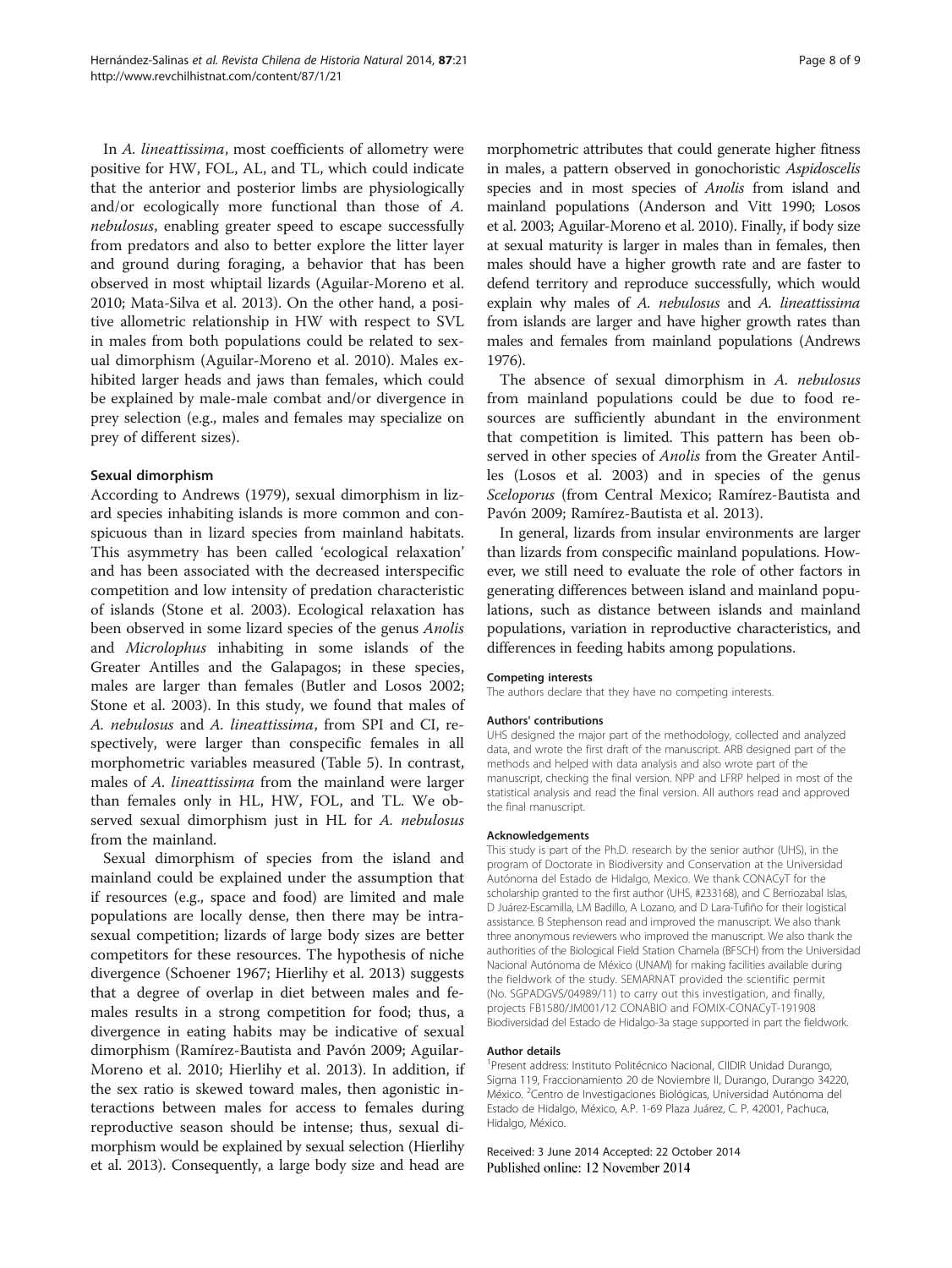In *A. lineattissima*, most coefficients of allometry were positive for HW, FOL, AL, and TL, which could indicate that the anterior and posterior limbs are physiologically and/or ecologically more functional than those of *A. nebulosus*, enabling greater speed to escape successfully from predators and also to better explore the litter layer and ground during foraging, a behavior that has been observed in most whiptail lizards (Aguilar-Moreno et al. 2010; Mata-Silva et al. 2013). On the other hand, a positive allometric relationship in HW with respect to SVL in males from both populations could be related to sexual dimorphism (Aguilar-Moreno et al. 2010). Males exhibited larger heads and jaws than females, which could be explained by male-male combat and/or divergence in prey selection (e.g., males and females may specialize on prey of different sizes).

### Sexual dimorphism

According to Andrews (1979), sexual dimorphism in lizard species inhabiting islands is more common and conspicuous than in lizard species from mainland habitats. This asymmetry has been called 'ecological relaxation' and has been associated with the decreased interspecific competition and low intensity of predation characteristic of islands (Stone et al. 2003). Ecological relaxation has been observed in some lizard species of the genus *Anolis* and *Microlophus* inhabiting in some islands of the Greater Antilles and the Galapagos; in these species, males are larger than females (Butler and Losos 2002; Stone et al. 2003). In this study, we found that males of *A. nebulosus* and *A. lineattissima*, from SPI and CI, respectively, were larger than conspecific females in all morphometric variables measured (Table 5). In contrast, males of *A. lineattissima* from the mainland were larger than females only in HL, HW, FOL, and TL. We observed sexual dimorphism just in HL for *A. nebulosus* from the mainland.

Sexual dimorphism of species from the island and mainland could be explained under the assumption that if resources (e.g., space and food) are limited and male populations are locally dense, then there may be intrasexual competition; lizards of large body sizes are better competitors for these resources. The hypothesis of niche divergence (Schoener 1967; Hierlihy et al. 2013) suggests that a degree of overlap in diet between males and females results in a strong competition for food; thus, a divergence in eating habits may be indicative of sexual dimorphism (Ramírez-Bautista and Pavón 2009; Aguilar-Moreno et al. 2010; Hierlihy et al. 2013). In addition, if the sex ratio is skewed toward males, then agonistic interactions between males for access to females during reproductive season should be intense; thus, sexual dimorphism would be explained by sexual selection (Hierlihy et al. 2013). Consequently, a large body size and head are morphometric attributes that could generate higher fitness in males, a pattern observed in gonochoristic *Aspidoscelis* species and in most species of *Anolis* from island and mainland populations (Anderson and Vitt 1990; Losos et al. 2003; Aguilar-Moreno et al. 2010). Finally, if body size at sexual maturity is larger in males than in females, then males should have a higher growth rate and are faster to defend territory and reproduce successfully, which would explain why males of *A. nebulosus* and *A. lineattissima* from islands are larger and have higher growth rates than males and females from mainland populations (Andrews 1976).

The absence of sexual dimorphism in *A. nebulosus* from mainland populations could be due to food resources are sufficiently abundant in the environment that competition is limited. This pattern has been observed in other species of *Anolis* from the Greater Antilles (Losos et al. 2003) and in species of the genus *Sceloporus* (from Central Mexico; Ramírez-Bautista and Pavón 2009; Ramírez-Bautista et al. 2013).

In general, lizards from insular environments are larger than lizards from conspecific mainland populations. However, we still need to evaluate the role of other factors in generating differences between island and mainland populations, such as distance between islands and mainland populations, variation in reproductive characteristics, and differences in feeding habits among populations.

#### Competing interests

The authors declare that they have no competing interests.

#### Authors' contributions

UHS designed the major part of the methodology, collected and analyzed data, and wrote the first draft of the manuscript. ARB designed part of the methods and helped with data analysis and also wrote part of the manuscript, checking the final version. NPP and LFRP helped in most of the statistical analysis and read the final version. All authors read and approved the final manuscript.

#### Acknowledgements

This study is part of the Ph.D. research by the senior author (UHS), in the program of Doctorate in Biodiversity and Conservation at the Universidad Autónoma del Estado de Hidalgo, Mexico. We thank CONACyT for the scholarship granted to the first author (UHS, #233168), and C Berriozabal Islas, D Juárez-Escamilla, LM Badillo, A Lozano, and D Lara-Tufiño for their logistical assistance. B Stephenson read and improved the manuscript. We also thank three anonymous reviewers who improved the manuscript. We also thank the authorities of the Biological Field Station Chamela (BFSCH) from the Universidad Nacional Autónoma de México (UNAM) for making facilities available during the fieldwork of the study. SEMARNAT provided the scientific permit (No. SGPADGVS/04989/11) to carry out this investigation, and finally, projects FB1580/JM001/12 CONABIO and FOMIX-CONACyT-191908 Biodiversidad del Estado de Hidalgo-3a stage supported in part the fieldwork.

#### Author details

[1]Present address: Instituto Politécnico Nacional, CIIDIR Unidad Durango, Sigma 119, Fraccionamiento 20 de Noviembre II, Durango, Durango 34220, México. [2]Centro de Investigaciones Biológicas, Universidad Autónoma del Estado de Hidalgo, México, A.P. 1-69 Plaza Juárez, C. P. 42001, Pachuca, Hidalgo, México.

Received: 3 June 2014 Accepted: 22 October 2014
Published online: 12 November 2014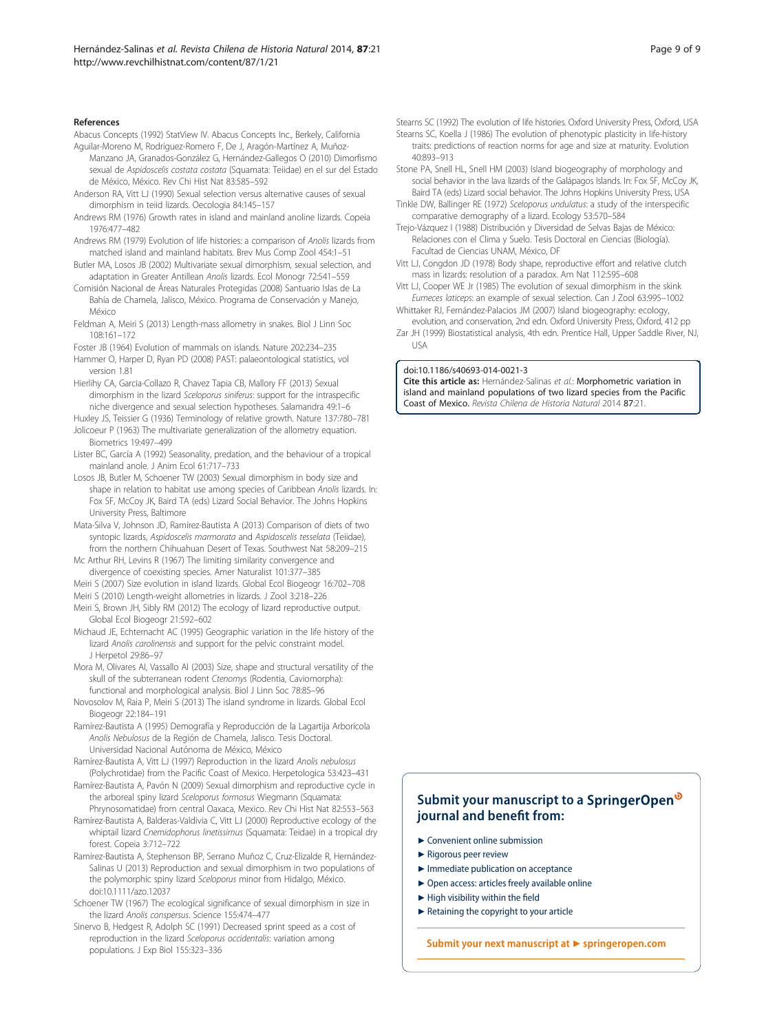## References

Abacus Concepts (1992) StatView IV. Abacus Concepts Inc., Berkely, California

Aguilar-Moreno M, Rodríguez-Romero F, De J, Aragón-Martínez A, Muñoz-Manzano JA, Granados-González G, Hernández-Gallegos O (2010) Dimorfismo sexual de *Aspidoscelis costata costata* (Squamata: Teiidae) en el sur del Estado de México, México. Rev Chi Hist Nat 83:585–592

Anderson RA, Vitt LJ (1990) Sexual selection versus alternative causes of sexual dimorphism in teiid lizards. Oecologia 84:145–157

Andrews RM (1976) Growth rates in island and mainland anoline lizards. Copeia 1976:477–482

Andrews RM (1979) Evolution of life histories: a comparison of *Anolis* lizards from matched island and mainland habitats. Brev Mus Comp Zool 454:1–51

Butler MA, Losos JB (2002) Multivariate sexual dimorphism, sexual selection, and adaptation in Greater Antillean *Anolis* lizards. Ecol Monogr 72:541–559

Comisión Nacional de Áreas Naturales Protegidas (2008) Santuario Islas de La Bahía de Chamela, Jalisco, México. Programa de Conservación y Manejo, México

Feldman A, Meiri S (2013) Length-mass allometry in snakes. Biol J Linn Soc 108:161–172

Foster JB (1964) Evolution of mammals on islands. Nature 202:234–235

Hammer O, Harper D, Ryan PD (2008) PAST: palaeontological statistics, vol version 1.81

Hierlihy CA, Garcia-Collazo R, Chavez Tapia CB, Mallory FF (2013) Sexual dimorphism in the lizard *Sceloporus siniferus*: support for the intraspecific niche divergence and sexual selection hypotheses. Salamandra 49:1–6

Huxley JS, Teissier G (1936) Terminology of relative growth. Nature 137:780–781

Jolicoeur P (1963) The multivariate generalization of the allometry equation. Biometrics 19:497–499

Lister BC, García A (1992) Seasonality, predation, and the behaviour of a tropical mainland anole. J Anim Ecol 61:717–733

Losos JB, Butler M, Schoener TW (2003) Sexual dimorphism in body size and shape in relation to habitat use among species of Caribbean *Anolis* lizards. In: Fox SF, McCoy JK, Baird TA (eds) Lizard Social Behavior. The Johns Hopkins University Press, Baltimore

Mata-Silva V, Johnson JD, Ramírez-Bautista A (2013) Comparison of diets of two syntopic lizards, *Aspidoscelis marmorata* and *Aspidoscelis tesselata* (Teiidae), from the northern Chihuahuan Desert of Texas. Southwest Nat 58:209–215

Mc Arthur RH, Levins R (1967) The limiting similarity convergence and divergence of coexisting species. Amer Naturalist 101:377–385

Meiri S (2007) Size evolution in island lizards. Global Ecol Biogeogr 16:702–708

Meiri S (2010) Length-weight allometries in lizards. J Zool 3:218–226

Meiri S, Brown JH, Sibly RM (2012) The ecology of lizard reproductive output. Global Ecol Biogeogr 21:592–602

Michaud JE, Echternacht AC (1995) Geographic variation in the life history of the lizard *Anolis carolinensis* and support for the pelvic constraint model. J Herpetol 29:86–97

Mora M, Olivares AI, Vassallo AI (2003) Size, shape and structural versatility of the skull of the subterranean rodent *Ctenomys* (Rodentia, Caviomorpha): functional and morphological analysis. Biol J Linn Soc 78:85–96

Novosolov M, Raia P, Meiri S (2013) The island syndrome in lizards. Global Ecol Biogeogr 22:184–191

Ramírez-Bautista A (1995) Demografía y Reproducción de la Lagartija Arborícola *Anolis Nebulosus* de la Región de Chamela, Jalisco. Tesis Doctoral. Universidad Nacional Autónoma de México, México

Ramírez-Bautista A, Vitt LJ (1997) Reproduction in the lizard *Anolis nebulosus* (Polychrotidae) from the Pacific Coast of Mexico. Herpetologica 53:423–431

Ramírez-Bautista A, Pavón N (2009) Sexual dimorphism and reproductive cycle in the arboreal spiny lizard *Sceloporus formosus* Wiegmann (Squamata: Phrynosomatidae) from central Oaxaca, Mexico. Rev Chi Hist Nat 82:553–563

Ramírez-Bautista A, Balderas-Valdivia C, Vitt LJ (2000) Reproductive ecology of the whiptail lizard *Cnemidophorus linetissimus* (Squamata: Teidae) in a tropical dry forest. Copeia 3:712–722

Ramírez-Bautista A, Stephenson BP, Serrano Muñoz C, Cruz-Elizalde R, Hernández-Salinas U (2013) Reproduction and sexual dimorphism in two populations of the polymorphic spiny lizard *Sceloporus* minor from Hidalgo, México. doi:10.1111/azo.12037

Schoener TW (1967) The ecological significance of sexual dimorphism in size in the lizard *Anolis conspersus*. Science 155:474–477

Sinervo B, Hedgest R, Adolph SC (1991) Decreased sprint speed as a cost of reproduction in the lizard *Sceloporus occidentalis*: variation among populations. J Exp Biol 155:323–336

Stearns SC (1992) The evolution of life histories. Oxford University Press, Oxford, USA

Stearns SC, Koella J (1986) The evolution of phenotypic plasticity in life-history traits: predictions of reaction norms for age and size at maturity. Evolution 40:893–913

Stone PA, Snell HL, Snell HM (2003) Island biogeography of morphology and social behavior in the lava lizards of the Galápagos Islands. In: Fox SF, McCoy JK, Baird TA (eds) Lizard social behavior. The Johns Hopkins University Press, USA

Tinkle DW, Ballinger RE (1972) *Sceloporus undulatus*: a study of the interspecific comparative demography of a lizard. Ecology 53:570–584

Trejo-Vázquez I (1988) Distribución y Diversidad de Selvas Bajas de México: Relaciones con el Clima y Suelo. Tesis Doctoral en Ciencias (Biología). Facultad de Ciencias UNAM, México, DF

Vitt LJ, Congdon JD (1978) Body shape, reproductive effort and relative clutch mass in lizards: resolution of a paradox. Am Nat 112:595–608

Vitt LJ, Cooper WE Jr (1985) The evolution of sexual dimorphism in the skink *Eumeces laticeps*: an example of sexual selection. Can J Zool 63:995–1002

Whittaker RJ, Fernández-Palacios JM (2007) Island biogeography: ecology, evolution, and conservation, 2nd edn. Oxford University Press, Oxford, 412 pp

Zar JH (1999) Biostatistical analysis, 4th edn. Prentice Hall, Upper Saddle River, NJ, USA

doi:10.1186/s40693-014-0021-3

**Cite this article as:** Hernández-Salinas *et al.*: Morphometric variation in island and mainland populations of two lizard species from the Pacific Coast of Mexico. *Revista Chilena de Historia Natural* 2014 **87**:21.

**Submit your manuscript to a SpringerOpen journal and benefit from:**

- ► Convenient online submission
- ► Rigorous peer review
- ► Immediate publication on acceptance
- ► Open access: articles freely available online
- ► High visibility within the field
- ► Retaining the copyright to your article

**Submit your next manuscript at ► springeropen.com**